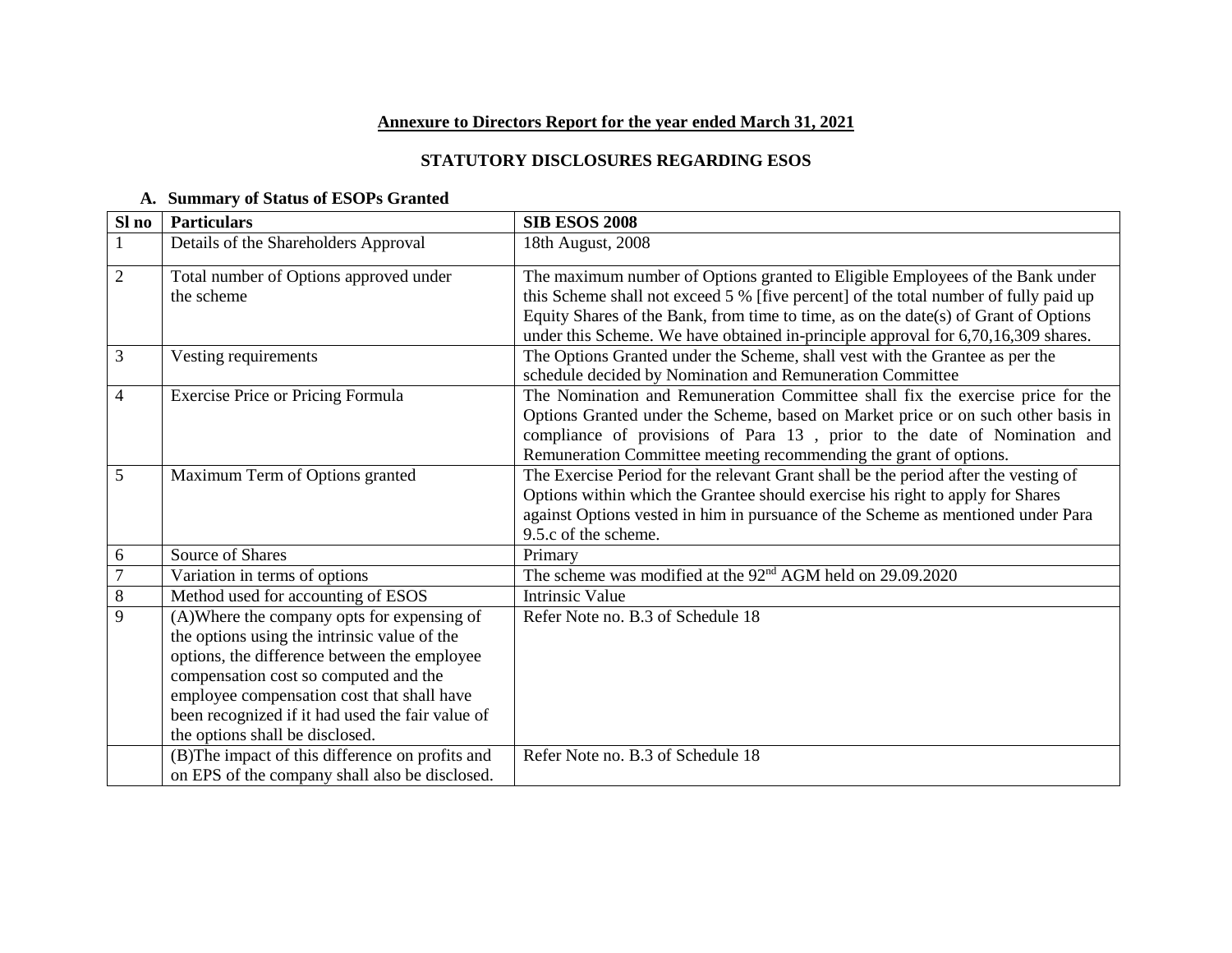## Annexure to Directors Report for the year ended March 31, 2021

## STATUTORY DISCLOSURES REGARDING ESOS

### A. Summary of Status of ESOPs Granted

| Sl no | Particulars | SIB ESOS 2008 |
|---|---|---|
| 1 | Details of the Shareholders Approval | 18th August, 2008 |
| 2 | Total number of Options approved under the scheme | The maximum number of Options granted to Eligible Employees of the Bank under this Scheme shall not exceed 5 % [five percent] of the total number of fully paid up Equity Shares of the Bank, from time to time, as on the date(s) of Grant of Options under this Scheme. We have obtained in-principle approval for 6,70,16,309 shares. |
| 3 | Vesting requirements | The Options Granted under the Scheme, shall vest with the Grantee as per the schedule decided by Nomination and Remuneration Committee |
| 4 | Exercise Price or Pricing Formula | The Nomination and Remuneration Committee shall fix the exercise price for the Options Granted under the Scheme, based on Market price or on such other basis in compliance of provisions of Para 13 , prior to the date of Nomination and Remuneration Committee meeting recommending the grant of options. |
| 5 | Maximum Term of Options granted | The Exercise Period for the relevant Grant shall be the period after the vesting of Options within which the Grantee should exercise his right to apply for Shares against Options vested in him in pursuance of the Scheme as mentioned under Para 9.5.c of the scheme. |
| 6 | Source of Shares | Primary |
| 7 | Variation in terms of options | The scheme was modified at the 92nd AGM held on 29.09.2020 |
| 8 | Method used for accounting of ESOS | Intrinsic Value |
| 9 | (A)Where the company opts for expensing of the options using the intrinsic value of the options, the difference between the employee compensation cost so computed and the employee compensation cost that shall have been recognized if it had used the fair value of the options shall be disclosed. | Refer Note no. B.3 of Schedule 18 |
| | (B)The impact of this difference on profits and on EPS of the company shall also be disclosed. | Refer Note no. B.3 of Schedule 18 |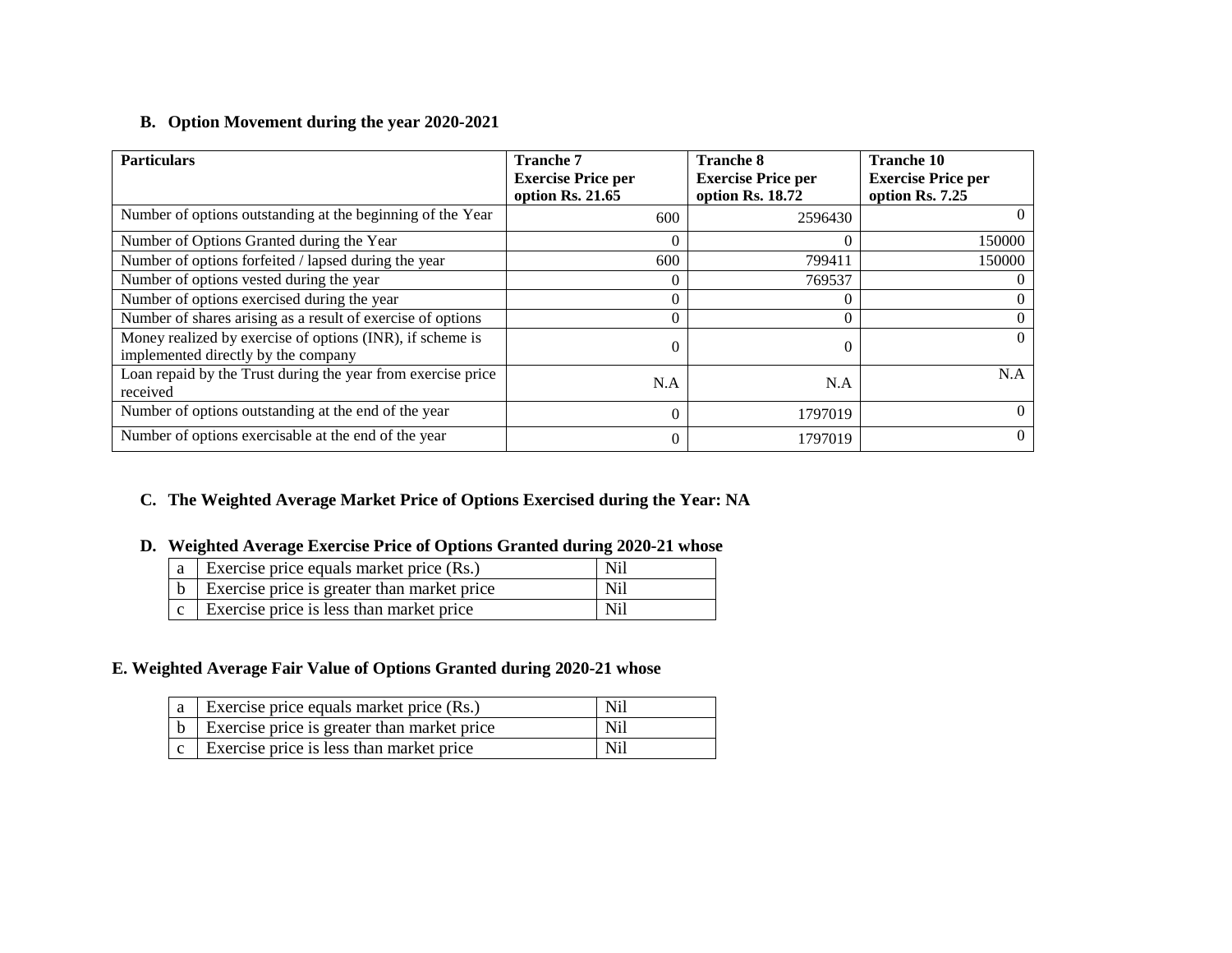## B. Option Movement during the year 2020-2021

| Particulars | Tranche 7<br>Exercise Price per option Rs. 21.65 | Tranche 8<br>Exercise Price per option Rs. 18.72 | Tranche 10<br>Exercise Price per option Rs. 7.25 |
|---|---|---|---|
| Number of options outstanding at the beginning of the Year | 600 | 2596430 | 0 |
| Number of Options Granted during the Year | 0 | 0 | 150000 |
| Number of options forfeited / lapsed during the year | 600 | 799411 | 150000 |
| Number of options vested during the year | 0 | 769537 | 0 |
| Number of options exercised during the year | 0 | 0 | 0 |
| Number of shares arising as a result of exercise of options | 0 | 0 | 0 |
| Money realized by exercise of options (INR), if scheme is implemented directly by the company | 0 | 0 | 0 |
| Loan repaid by the Trust during the year from exercise price received | N.A | N.A | N.A |
| Number of options outstanding at the end of the year | 0 | 1797019 | 0 |
| Number of options exercisable at the end of the year | 0 | 1797019 | 0 |

## C. The Weighted Average Market Price of Options Exercised during the Year: NA

## D. Weighted Average Exercise Price of Options Granted during 2020-21 whose

| | | |
|---|---|---|
| a | Exercise price equals market price (Rs.) | Nil |
| b | Exercise price is greater than market price | Nil |
| c | Exercise price is less than market price | Nil |

## E. Weighted Average Fair Value of Options Granted during 2020-21 whose

| | | |
|---|---|---|
| a | Exercise price equals market price (Rs.) | Nil |
| b | Exercise price is greater than market price | Nil |
| c | Exercise price is less than market price | Nil |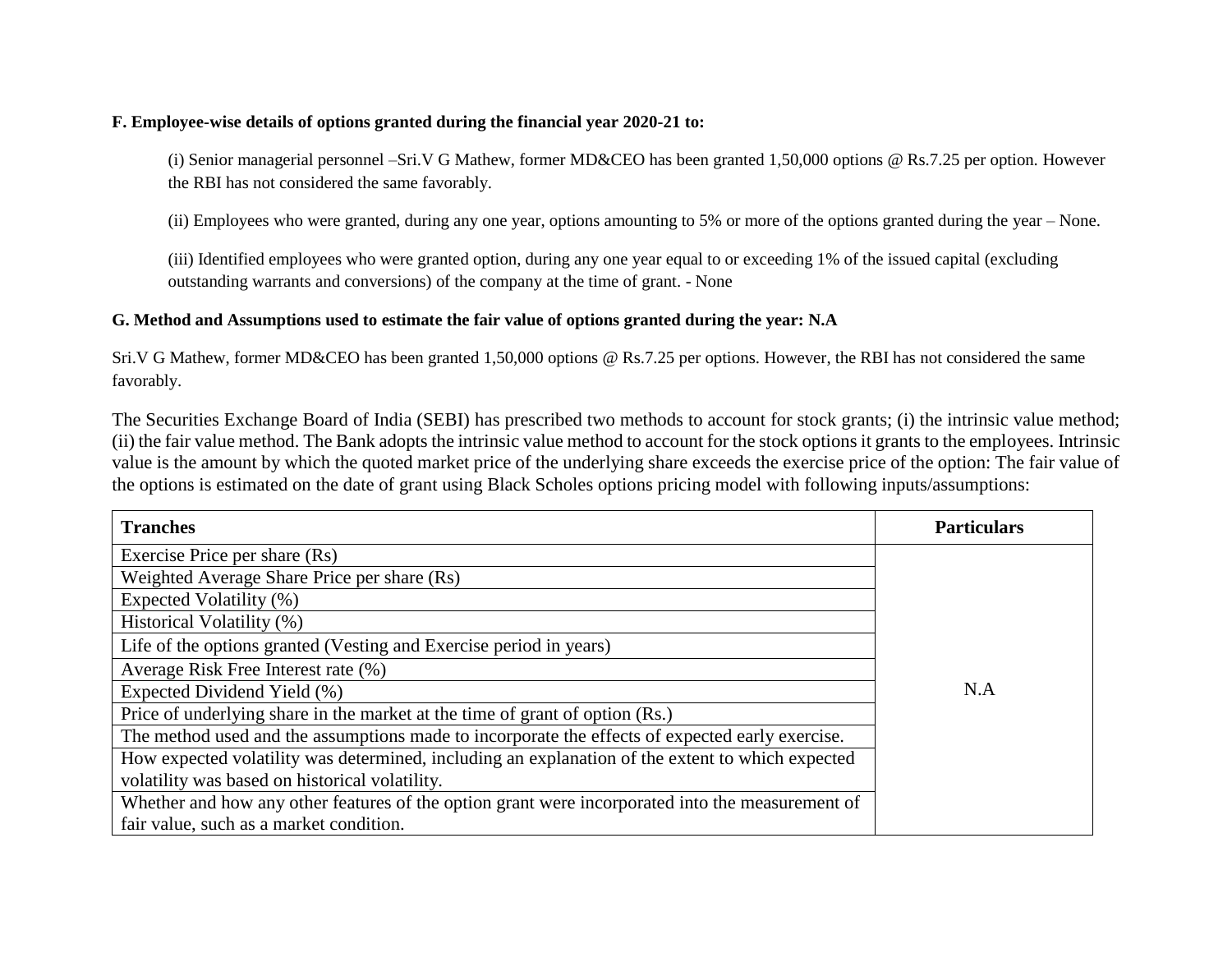**F. Employee-wise details of options granted during the financial year 2020-21 to:**

(i) Senior managerial personnel –Sri.V G Mathew, former MD&CEO has been granted 1,50,000 options @ Rs.7.25 per option. However the RBI has not considered the same favorably.

(ii) Employees who were granted, during any one year, options amounting to 5% or more of the options granted during the year – None.

(iii) Identified employees who were granted option, during any one year equal to or exceeding 1% of the issued capital (excluding outstanding warrants and conversions) of the company at the time of grant. - None

**G. Method and Assumptions used to estimate the fair value of options granted during the year: N.A**

Sri.V G Mathew, former MD&CEO has been granted 1,50,000 options @ Rs.7.25 per options. However, the RBI has not considered the same favorably.

The Securities Exchange Board of India (SEBI) has prescribed two methods to account for stock grants; (i) the intrinsic value method; (ii) the fair value method. The Bank adopts the intrinsic value method to account for the stock options it grants to the employees. Intrinsic value is the amount by which the quoted market price of the underlying share exceeds the exercise price of the option: The fair value of the options is estimated on the date of grant using Black Scholes options pricing model with following inputs/assumptions:

| Tranches | Particulars |
|---|---|
| Exercise Price per share (Rs) | N.A |
| Weighted Average Share Price per share (Rs) | |
| Expected Volatility (%) | |
| Historical Volatility (%) | |
| Life of the options granted (Vesting and Exercise period in years) | |
| Average Risk Free Interest rate (%) | |
| Expected Dividend Yield (%) | |
| Price of underlying share in the market at the time of grant of option (Rs.) | |
| The method used and the assumptions made to incorporate the effects of expected early exercise. | |
| How expected volatility was determined, including an explanation of the extent to which expected volatility was based on historical volatility. | |
| Whether and how any other features of the option grant were incorporated into the measurement of fair value, such as a market condition. | |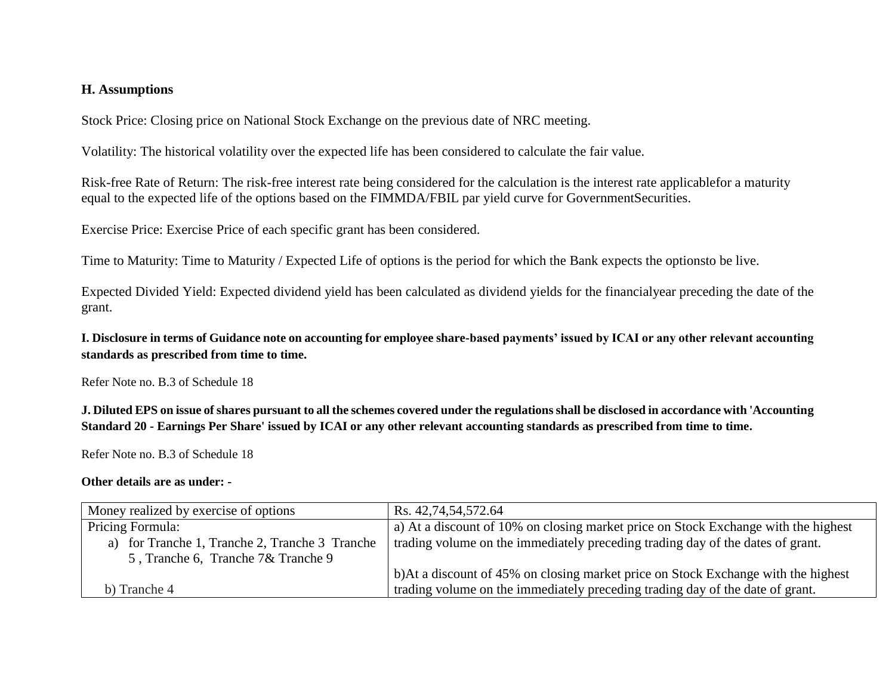### H. Assumptions

Stock Price: Closing price on National Stock Exchange on the previous date of NRC meeting.

Volatility: The historical volatility over the expected life has been considered to calculate the fair value.

Risk-free Rate of Return: The risk-free interest rate being considered for the calculation is the interest rate applicablefor a maturity equal to the expected life of the options based on the FIMMDA/FBIL par yield curve for GovernmentSecurities.

Exercise Price: Exercise Price of each specific grant has been considered.

Time to Maturity: Time to Maturity / Expected Life of options is the period for which the Bank expects the optionsto be live.

Expected Divided Yield: Expected dividend yield has been calculated as dividend yields for the financialyear preceding the date of the grant.

### I. Disclosure in terms of Guidance note on accounting for employee share-based payments' issued by ICAI or any other relevant accounting standards as prescribed from time to time.

Refer Note no. B.3 of Schedule 18

### J. Diluted EPS on issue of shares pursuant to all the schemes covered under the regulations shall be disclosed in accordance with 'Accounting Standard 20 - Earnings Per Share' issued by ICAI or any other relevant accounting standards as prescribed from time to time.

Refer Note no. B.3 of Schedule 18

**Other details are as under: -**

| Money realized by exercise of options | Rs. 42,74,54,572.64 |
|---|---|
| Pricing Formula:<br>a) for Tranche 1, Tranche 2, Tranche 3 Tranche 5 , Tranche 6, Tranche 7& Tranche 9<br><br>b) Tranche 4 | a) At a discount of 10% on closing market price on Stock Exchange with the highest trading volume on the immediately preceding trading day of the dates of grant.<br><br>b)At a discount of 45% on closing market price on Stock Exchange with the highest trading volume on the immediately preceding trading day of the date of grant. |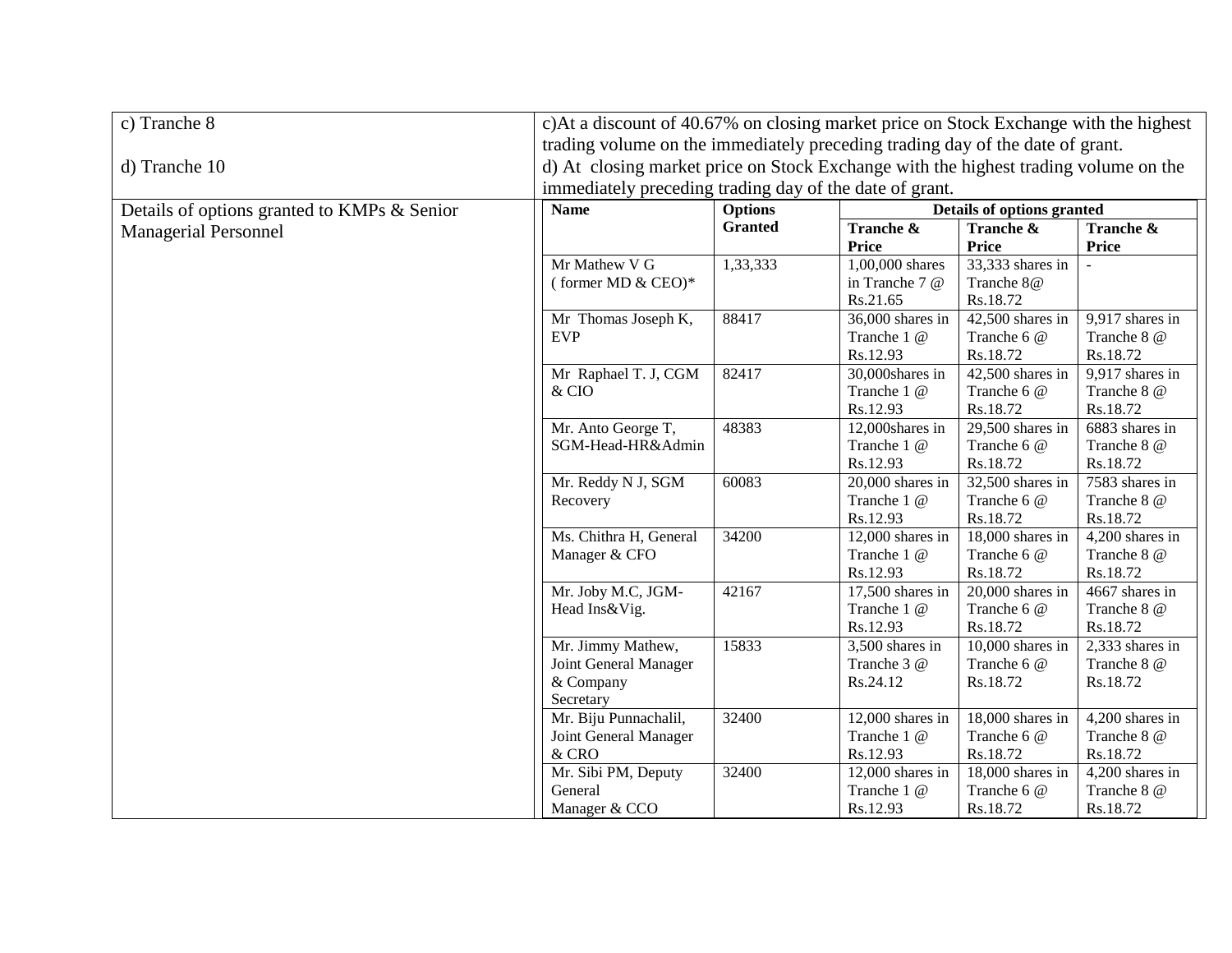| c) Tranche 8<br><br>d) Tranche 10 | c)At a discount of 40.67% on closing market price on Stock Exchange with the highest trading volume on the immediately preceding trading day of the date of grant.<br>d) At closing market price on Stock Exchange with the highest trading volume on the immediately preceding trading day of the date of grant. |
|---|---|

Details of options granted to KMPs & Senior Managerial Personnel

| Name | Options Granted | Details of options granted | | |
|---|---|---|---|---|
| | | Tranche & Price | Tranche & Price | Tranche & Price |
| Mr Mathew V G ( former MD & CEO)* | 1,33,333 | 1,00,000 shares in Tranche 7 @ Rs.21.65 | 33,333 shares in Tranche 8@ Rs.18.72 | - |
| Mr Thomas Joseph K, EVP | 88417 | 36,000 shares in Tranche 1 @ Rs.12.93 | 42,500 shares in Tranche 6 @ Rs.18.72 | 9,917 shares in Tranche 8 @ Rs.18.72 |
| Mr Raphael T. J, CGM & CIO | 82417 | 30,000shares in Tranche 1 @ Rs.12.93 | 42,500 shares in Tranche 6 @ Rs.18.72 | 9,917 shares in Tranche 8 @ Rs.18.72 |
| Mr. Anto George T, SGM-Head-HR&Admin | 48383 | 12,000shares in Tranche 1 @ Rs.12.93 | 29,500 shares in Tranche 6 @ Rs.18.72 | 6883 shares in Tranche 8 @ Rs.18.72 |
| Mr. Reddy N J, SGM Recovery | 60083 | 20,000 shares in Tranche 1 @ Rs.12.93 | 32,500 shares in Tranche 6 @ Rs.18.72 | 7583 shares in Tranche 8 @ Rs.18.72 |
| Ms. Chithra H, General Manager & CFO | 34200 | 12,000 shares in Tranche 1 @ Rs.12.93 | 18,000 shares in Tranche 6 @ Rs.18.72 | 4,200 shares in Tranche 8 @ Rs.18.72 |
| Mr. Joby M.C, JGM-Head Ins&Vig. | 42167 | 17,500 shares in Tranche 1 @ Rs.12.93 | 20,000 shares in Tranche 6 @ Rs.18.72 | 4667 shares in Tranche 8 @ Rs.18.72 |
| Mr. Jimmy Mathew, Joint General Manager & Company Secretary | 15833 | 3,500 shares in Tranche 3 @ Rs.24.12 | 10,000 shares in Tranche 6 @ Rs.18.72 | 2,333 shares in Tranche 8 @ Rs.18.72 |
| Mr. Biju Punnachalil, Joint General Manager & CRO | 32400 | 12,000 shares in Tranche 1 @ Rs.12.93 | 18,000 shares in Tranche 6 @ Rs.18.72 | 4,200 shares in Tranche 8 @ Rs.18.72 |
| Mr. Sibi PM, Deputy General Manager & CCO | 32400 | 12,000 shares in Tranche 1 @ Rs.12.93 | 18,000 shares in Tranche 6 @ Rs.18.72 | 4,200 shares in Tranche 8 @ Rs.18.72 |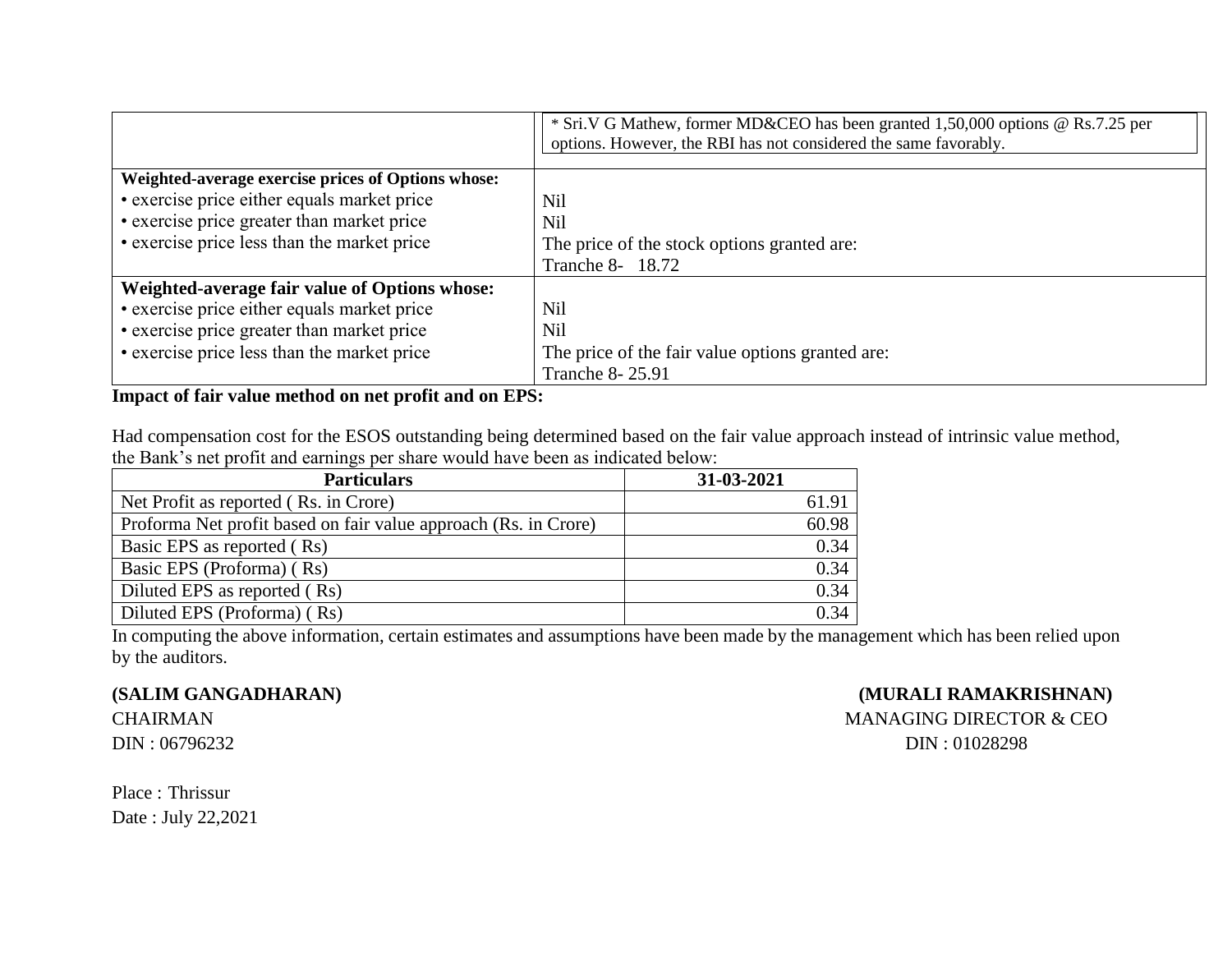| | |
|---|---|
| | * Sri.V G Mathew, former MD&CEO has been granted 1,50,000 options @ Rs.7.25 per options. However, the RBI has not considered the same favorably. |
| **Weighted-average exercise prices of Options whose:**<br>• exercise price either equals market price<br>• exercise price greater than market price<br>• exercise price less than the market price | <br>Nil<br>Nil<br>The price of the stock options granted are:<br>Tranche 8- 18.72 |
| **Weighted-average fair value of Options whose:**<br>• exercise price either equals market price<br>• exercise price greater than market price<br>• exercise price less than the market price | <br>Nil<br>Nil<br>The price of the fair value options granted are:<br>Tranche 8- 25.91 |

**Impact of fair value method on net profit and on EPS:**

Had compensation cost for the ESOS outstanding being determined based on the fair value approach instead of intrinsic value method, the Bank's net profit and earnings per share would have been as indicated below:

| Particulars | 31-03-2021 |
|---|---|
| Net Profit as reported ( Rs. in Crore) | 61.91 |
| Proforma Net profit based on fair value approach (Rs. in Crore) | 60.98 |
| Basic EPS as reported ( Rs) | 0.34 |
| Basic EPS (Proforma) ( Rs) | 0.34 |
| Diluted EPS as reported ( Rs) | 0.34 |
| Diluted EPS (Proforma) ( Rs) | 0.34 |

In computing the above information, certain estimates and assumptions have been made by the management which has been relied upon by the auditors.

**(SALIM GANGADHARAN)**
CHAIRMAN
DIN : 06796232

**(MURALI RAMAKRISHNAN)**
MANAGING DIRECTOR & CEO
DIN : 01028298

Place : Thrissur
Date : July 22,2021